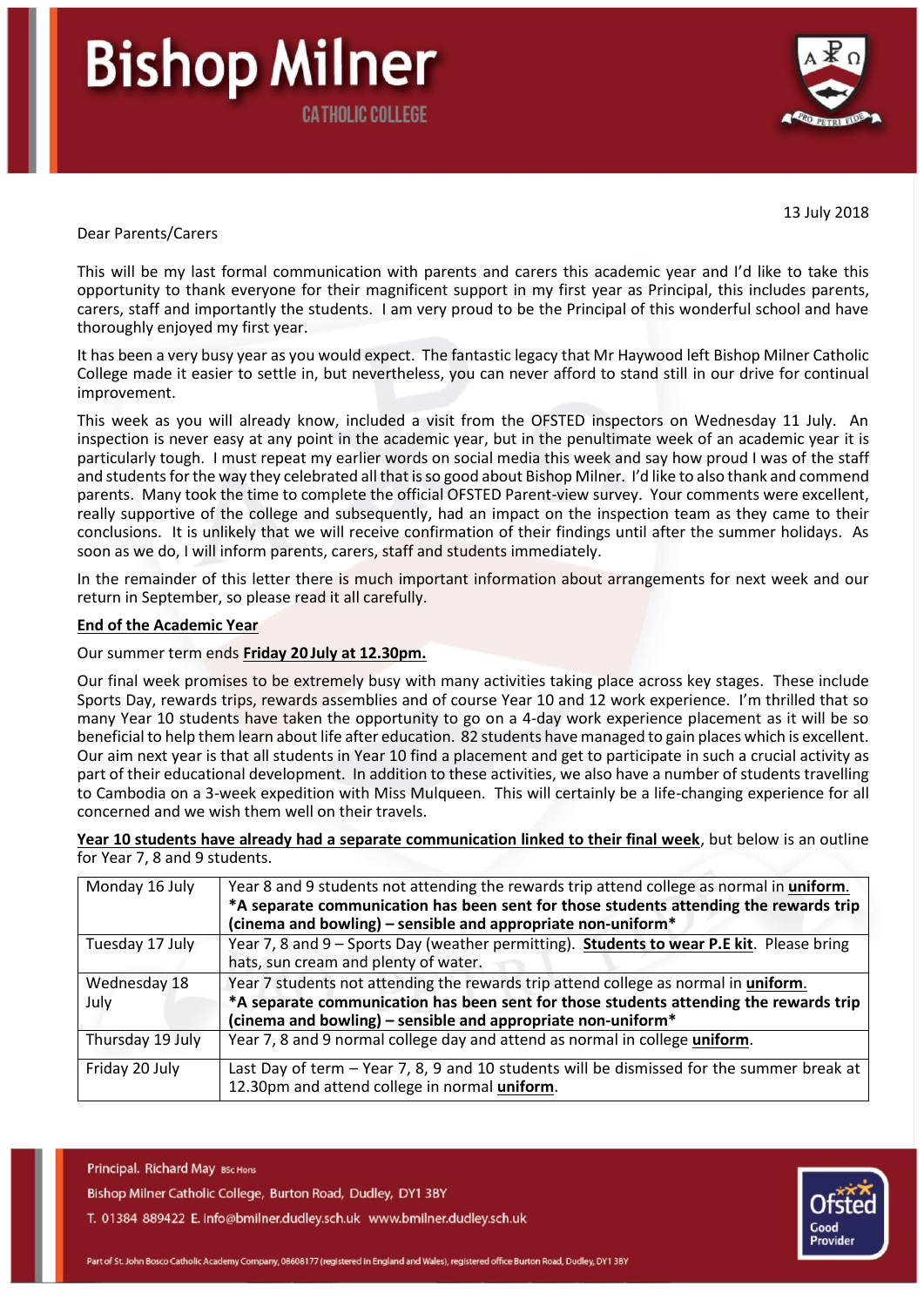13 July 2018

Dear Parents/Carers

This will be my last formal communication with parents and carers this academic year and I'd like to take this opportunity to thank everyone for their magnificent support in my first year as Principal, this includes parents, carers, staff and importantly the students. I am very proud to be the Principal of this wonderful school and have thoroughly enjoyed my first year.

It has been a very busy year as you would expect. The fantastic legacy that Mr Haywood left Bishop Milner Catholic College made it easier to settle in, but nevertheless, you can never afford to stand still in our drive for continual improvement.

This week as you will already know, included a visit from the OFSTED inspectors on Wednesday 11 July. An inspection is never easy at any point in the academic year, but in the penultimate week of an academic year it is particularly tough. I must repeat my earlier words on social media this week and say how proud I was of the staff and students for the way they celebrated all that is so good about Bishop Milner. I'd like to also thank and commend parents. Many took the time to complete the official OFSTED Parent-view survey. Your comments were excellent, really supportive of the college and subsequently, had an impact on the inspection team as they came to their conclusions. It is unlikely that we will receive confirmation of their findings until after the summer holidays. As soon as we do, I will inform parents, carers, staff and students immediately.

In the remainder of this letter there is much important information about arrangements for next week and our return in September, so please read it all carefully.

**End of the Academic Year**

Our summer term ends **Friday 20 July at 12.30pm.**

Our final week promises to be extremely busy with many activities taking place across key stages. These include Sports Day, rewards trips, rewards assemblies and of course Year 10 and 12 work experience. I'm thrilled that so many Year 10 students have taken the opportunity to go on a 4-day work experience placement as it will be so beneficial to help them learn about life after education. 82 students have managed to gain places which is excellent. Our aim next year is that all students in Year 10 find a placement and get to participate in such a crucial activity as part of their educational development. In addition to these activities, we also have a number of students travelling to Cambodia on a 3-week expedition with Miss Mulqueen. This will certainly be a life-changing experience for all concerned and we wish them well on their travels.

**Year 10 students have already had a separate communication linked to their final week**, but below is an outline for Year 7, 8 and 9 students.

| | |
|---|---|
| Monday 16 July | Year 8 and 9 students not attending the rewards trip attend college as normal in **uniform**. **\*A separate communication has been sent for those students attending the rewards trip (cinema and bowling) – sensible and appropriate non-uniform\*** |
| Tuesday 17 July | Year 7, 8 and 9 – Sports Day (weather permitting). **Students to wear P.E kit**. Please bring hats, sun cream and plenty of water. |
| Wednesday 18 July | Year 7 students not attending the rewards trip attend college as normal in **uniform**. **\*A separate communication has been sent for those students attending the rewards trip (cinema and bowling) – sensible and appropriate non-uniform\*** |
| Thursday 19 July | Year 7, 8 and 9 normal college day and attend as normal in college **uniform**. |
| Friday 20 July | Last Day of term – Year 7, 8, 9 and 10 students will be dismissed for the summer break at 12.30pm and attend college in normal **uniform**. |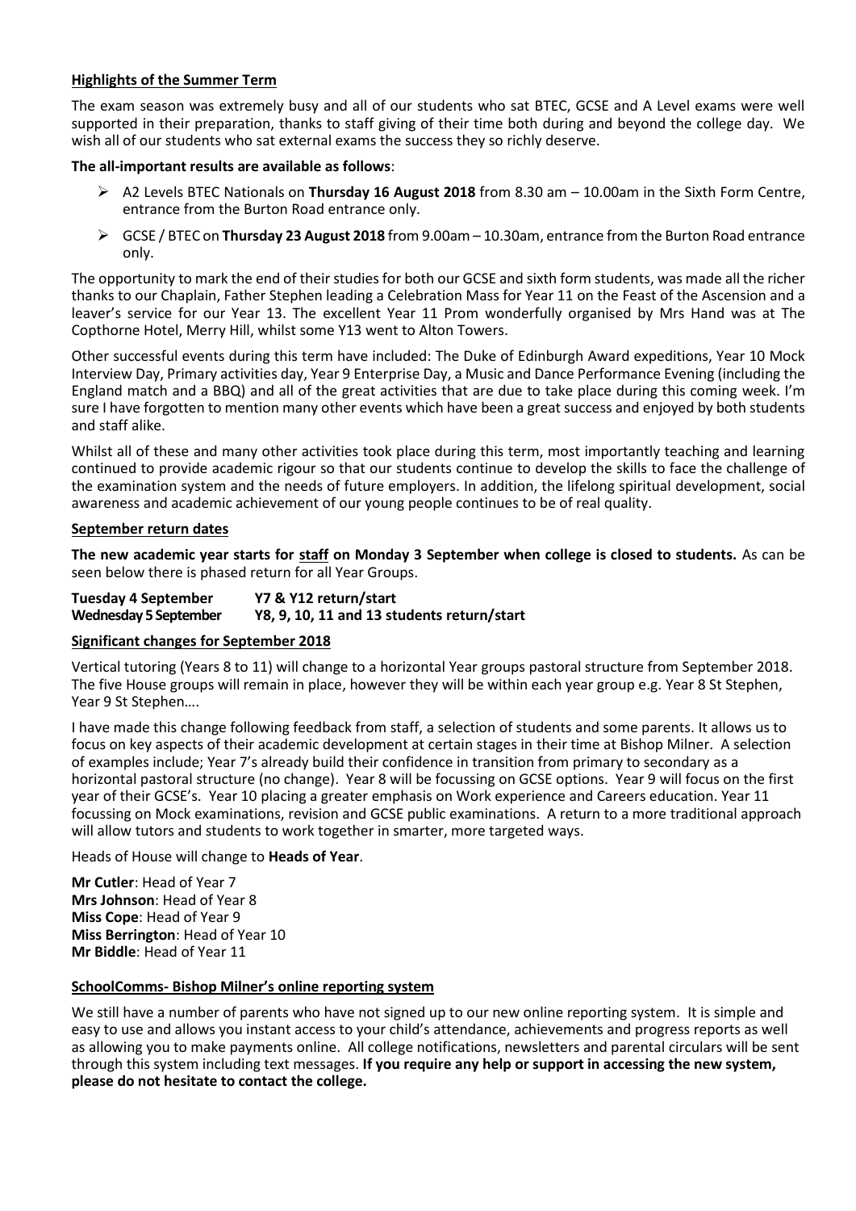**Highlights of the Summer Term**

The exam season was extremely busy and all of our students who sat BTEC, GCSE and A Level exams were well supported in their preparation, thanks to staff giving of their time both during and beyond the college day. We wish all of our students who sat external exams the success they so richly deserve.

**The all-important results are available as follows**:

- A2 Levels BTEC Nationals on **Thursday 16 August 2018** from 8.30 am – 10.00am in the Sixth Form Centre, entrance from the Burton Road entrance only.
- GCSE / BTEC on **Thursday 23 August 2018** from 9.00am – 10.30am, entrance from the Burton Road entrance only.

The opportunity to mark the end of their studies for both our GCSE and sixth form students, was made all the richer thanks to our Chaplain, Father Stephen leading a Celebration Mass for Year 11 on the Feast of the Ascension and a leaver's service for our Year 13. The excellent Year 11 Prom wonderfully organised by Mrs Hand was at The Copthorne Hotel, Merry Hill, whilst some Y13 went to Alton Towers.

Other successful events during this term have included: The Duke of Edinburgh Award expeditions, Year 10 Mock Interview Day, Primary activities day, Year 9 Enterprise Day, a Music and Dance Performance Evening (including the England match and a BBQ) and all of the great activities that are due to take place during this coming week. I'm sure I have forgotten to mention many other events which have been a great success and enjoyed by both students and staff alike.

Whilst all of these and many other activities took place during this term, most importantly teaching and learning continued to provide academic rigour so that our students continue to develop the skills to face the challenge of the examination system and the needs of future employers. In addition, the lifelong spiritual development, social awareness and academic achievement of our young people continues to be of real quality.

**September return dates**

**The new academic year starts for staff on Monday 3 September when college is closed to students.** As can be seen below there is phased return for all Year Groups.

**Tuesday 4 September** **Y7 & Y12 return/start**
**Wednesday 5 September** **Y8, 9, 10, 11 and 13 students return/start**

**Significant changes for September 2018**

Vertical tutoring (Years 8 to 11) will change to a horizontal Year groups pastoral structure from September 2018. The five House groups will remain in place, however they will be within each year group e.g. Year 8 St Stephen, Year 9 St Stephen….

I have made this change following feedback from staff, a selection of students and some parents. It allows us to focus on key aspects of their academic development at certain stages in their time at Bishop Milner. A selection of examples include; Year 7's already build their confidence in transition from primary to secondary as a horizontal pastoral structure (no change). Year 8 will be focussing on GCSE options. Year 9 will focus on the first year of their GCSE's. Year 10 placing a greater emphasis on Work experience and Careers education. Year 11 focussing on Mock examinations, revision and GCSE public examinations. A return to a more traditional approach will allow tutors and students to work together in smarter, more targeted ways.

Heads of House will change to **Heads of Year**.

**Mr Cutler**: Head of Year 7
**Mrs Johnson**: Head of Year 8
**Miss Cope**: Head of Year 9
**Miss Berrington**: Head of Year 10
**Mr Biddle**: Head of Year 11

**SchoolComms- Bishop Milner's online reporting system**

We still have a number of parents who have not signed up to our new online reporting system. It is simple and easy to use and allows you instant access to your child's attendance, achievements and progress reports as well as allowing you to make payments online. All college notifications, newsletters and parental circulars will be sent through this system including text messages. **If you require any help or support in accessing the new system, please do not hesitate to contact the college.**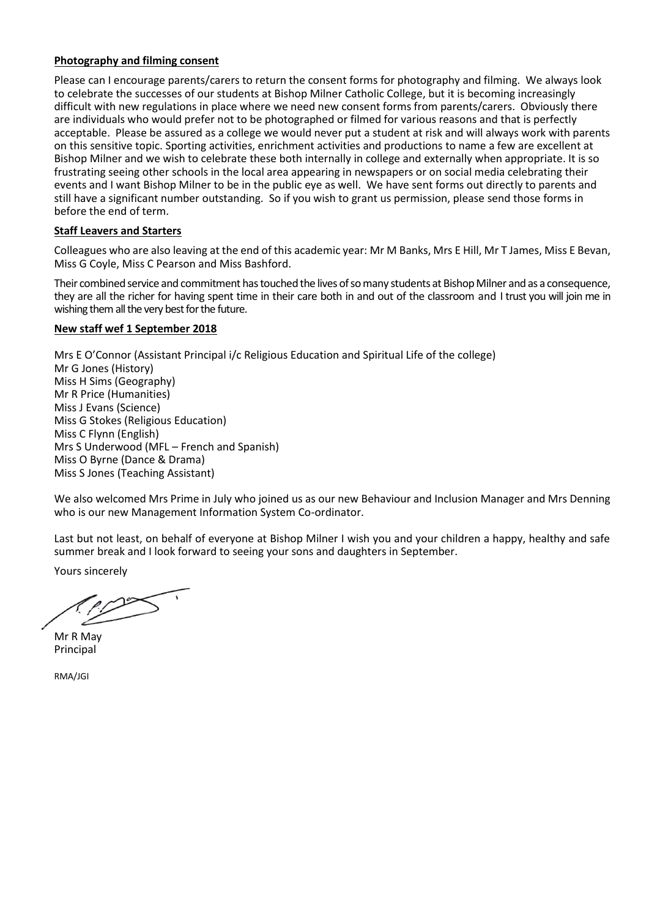**Photography and filming consent**

Please can I encourage parents/carers to return the consent forms for photography and filming. We always look to celebrate the successes of our students at Bishop Milner Catholic College, but it is becoming increasingly difficult with new regulations in place where we need new consent forms from parents/carers. Obviously there are individuals who would prefer not to be photographed or filmed for various reasons and that is perfectly acceptable. Please be assured as a college we would never put a student at risk and will always work with parents on this sensitive topic. Sporting activities, enrichment activities and productions to name a few are excellent at Bishop Milner and we wish to celebrate these both internally in college and externally when appropriate. It is so frustrating seeing other schools in the local area appearing in newspapers or on social media celebrating their events and I want Bishop Milner to be in the public eye as well. We have sent forms out directly to parents and still have a significant number outstanding. So if you wish to grant us permission, please send those forms in before the end of term.

**Staff Leavers and Starters**

Colleagues who are also leaving at the end of this academic year: Mr M Banks, Mrs E Hill, Mr T James, Miss E Bevan, Miss G Coyle, Miss C Pearson and Miss Bashford.

Their combined service and commitment has touched the lives of so many students at Bishop Milner and as a consequence, they are all the richer for having spent time in their care both in and out of the classroom and I trust you will join me in wishing them all the very best for the future.

**New staff wef 1 September 2018**

Mrs E O'Connor (Assistant Principal i/c Religious Education and Spiritual Life of the college)
Mr G Jones (History)
Miss H Sims (Geography)
Mr R Price (Humanities)
Miss J Evans (Science)
Miss G Stokes (Religious Education)
Miss C Flynn (English)
Mrs S Underwood (MFL – French and Spanish)
Miss O Byrne (Dance & Drama)
Miss S Jones (Teaching Assistant)

We also welcomed Mrs Prime in July who joined us as our new Behaviour and Inclusion Manager and Mrs Denning who is our new Management Information System Co-ordinator.

Last but not least, on behalf of everyone at Bishop Milner I wish you and your children a happy, healthy and safe summer break and I look forward to seeing your sons and daughters in September.

Yours sincerely

Mr R May
Principal

RMA/JGI